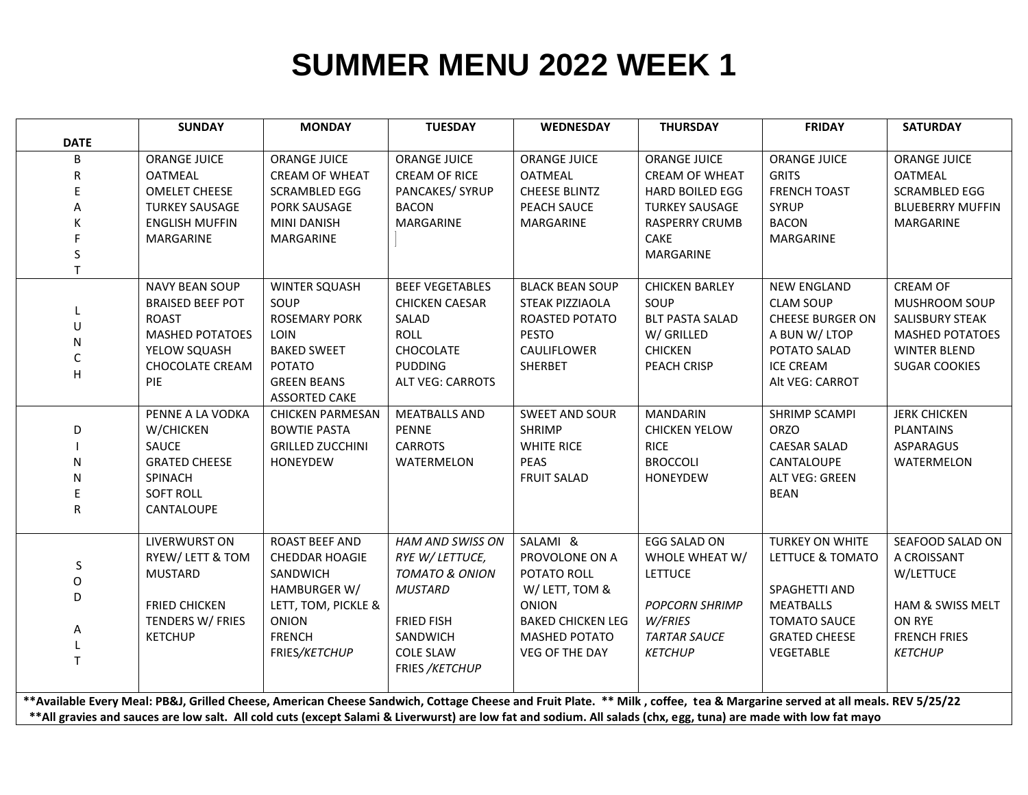# SUMMER MENU 2022 WEEK 1

| DATE | SUNDAY | MONDAY | TUESDAY | WEDNESDAY | THURSDAY | FRIDAY | SATURDAY |
|---|---|---|---|---|---|---|---|
| BREAKFAST | ORANGE JUICE<br>OATMEAL<br>OMELET CHEESE<br>TURKEY SAUSAGE<br>ENGLISH MUFFIN<br>MARGARINE | ORANGE JUICE<br>CREAM OF WHEAT<br>SCRAMBLED EGG<br>PORK SAUSAGE<br>MINI DANISH<br>MARGARINE | ORANGE JUICE<br>CREAM OF RICE<br>PANCAKES/ SYRUP<br>BACON<br>MARGARINE | ORANGE JUICE<br>OATMEAL<br>CHEESE BLINTZ<br>PEACH SAUCE<br>MARGARINE | ORANGE JUICE<br>CREAM OF WHEAT<br>HARD BOILED EGG<br>TURKEY SAUSAGE<br>RASPERRY CRUMB CAKE<br>MARGARINE | ORANGE JUICE<br>GRITS<br>FRENCH TOAST<br>SYRUP<br>BACON<br>MARGARINE | ORANGE JUICE<br>OATMEAL<br>SCRAMBLED EGG<br>BLUEBERRY MUFFIN<br>MARGARINE |
| LUNCH | NAVY BEAN SOUP<br>BRAISED BEEF POT ROAST<br>MASHED POTATOES<br>YELOW SQUASH<br>CHOCOLATE CREAM PIE | WINTER SQUASH SOUP<br>ROSEMARY PORK LOIN<br>BAKED SWEET POTATO<br>GREEN BEANS<br>ASSORTED CAKE | BEEF VEGETABLES<br>CHICKEN CAESAR SALAD<br>ROLL<br>CHOCOLATE PUDDING<br>ALT VEG: CARROTS | BLACK BEAN SOUP<br>STEAK PIZZIAOLA<br>ROASTED POTATO<br>PESTO<br>CAULIFLOWER<br>SHERBET | CHICKEN BARLEY SOUP<br>BLT PASTA SALAD W/ GRILLED CHICKEN<br>PEACH CRISP | NEW ENGLAND CLAM SOUP<br>CHEESE BURGER ON A BUN W/ LTOP<br>POTATO SALAD<br>ICE CREAM<br>Alt VEG: CARROT | CREAM OF MUSHROOM SOUP<br>SALISBURY STEAK<br>MASHED POTATOES<br>WINTER BLEND<br>SUGAR COOKIES |
| DINNER | PENNE A LA VODKA W/CHICKEN SAUCE<br>GRATED CHEESE<br>SPINACH<br>SOFT ROLL<br>CANTALOUPE | CHICKEN PARMESAN<br>BOWTIE PASTA<br>GRILLED ZUCCHINI<br>HONEYDEW | MEATBALLS AND PENNE<br>CARROTS<br>WATERMELON | SWEET AND SOUR SHRIMP<br>WHITE RICE<br>PEAS<br>FRUIT SALAD | MANDARIN CHICKEN YELOW RICE<br>BROCCOLI<br>HONEYDEW | SHRIMP SCAMPI ORZO<br>CAESAR SALAD<br>CANTALOUPE<br>ALT VEG: GREEN BEAN | JERK CHICKEN<br>PLANTAINS<br>ASPARAGUS<br>WATERMELON |
| SOD ALT | LIVERWURST ON RYEW/ LETT & TOM MUSTARD<br><br>FRIED CHICKEN TENDERS W/ FRIES KETCHUP | ROAST BEEF AND CHEDDAR HOAGIE SANDWICH<br>HAMBURGER W/ LETT, TOM, PICKLE & ONION<br>FRENCH FRIES/*KETCHUP* | *HAM AND SWISS ON RYE W/ LETTUCE, TOMATO & ONION MUSTARD*<br><br>FRIED FISH SANDWICH<br>COLE SLAW<br>FRIES /*KETCHUP* | SALAMI & PROVOLONE ON A POTATO ROLL W/ LETT, TOM & ONION<br>BAKED CHICKEN LEG<br>MASHED POTATO<br>VEG OF THE DAY | EGG SALAD ON WHOLE WHEAT W/ LETTUCE<br><br>*POPCORN SHRIMP W/FRIES*<br>*TARTAR SAUCE*<br>*KETCHUP* | TURKEY ON WHITE LETTUCE & TOMATO<br><br>SPAGHETTI AND MEATBALLS<br>TOMATO SAUCE<br>GRATED CHEESE<br>VEGETABLE | SEAFOOD SALAD ON A CROISSANT W/LETTUCE<br><br>HAM & SWISS MELT ON RYE<br>FRENCH FRIES<br>*KETCHUP* |

**Available Every Meal: PB&J, Grilled Cheese, American Cheese Sandwich, Cottage Cheese and Fruit Plate. ** Milk , coffee, tea & Margarine served at all meals. REV 5/25/22**

****All gravies and sauces are low salt. All cold cuts (except Salami & Liverwurst) are low fat and sodium. All salads (chx, egg, tuna) are made with low fat mayo**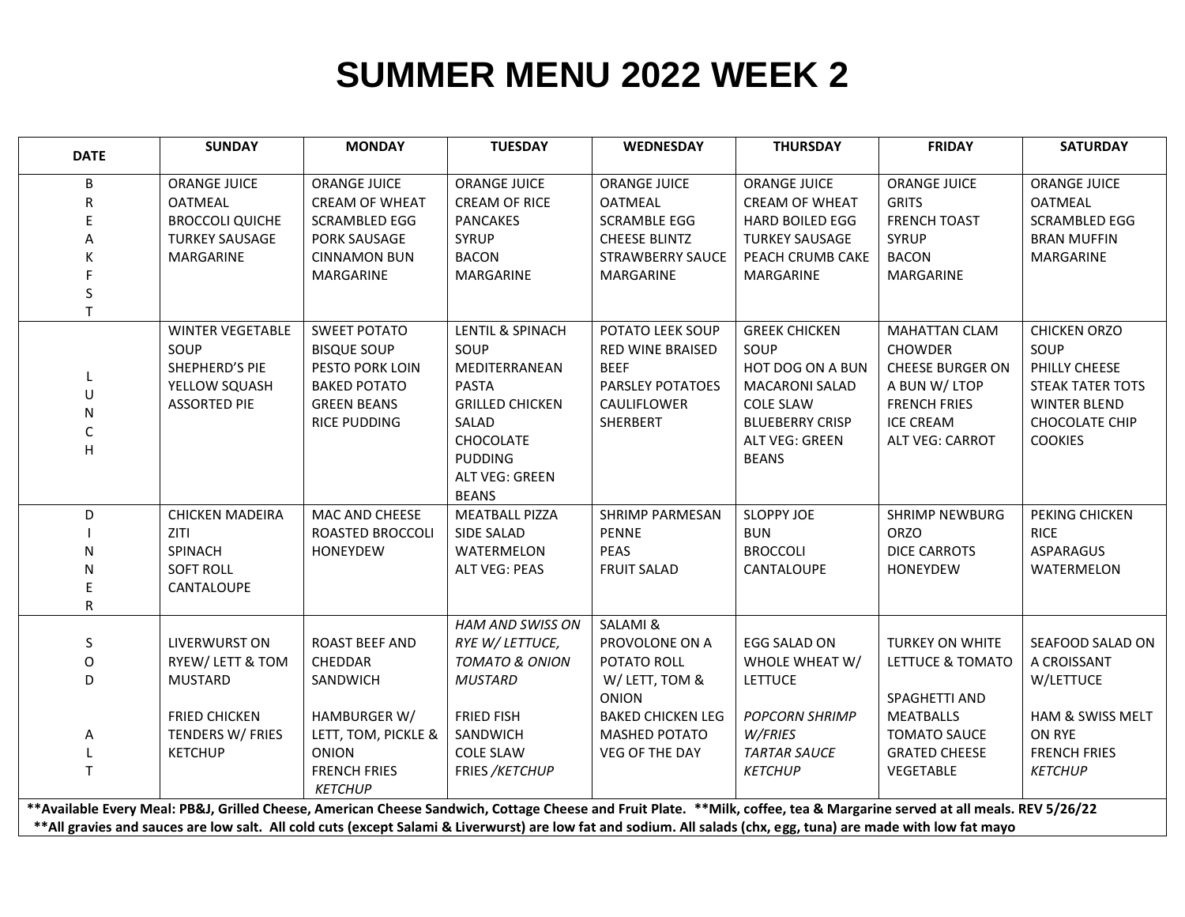# SUMMER MENU 2022 WEEK 2

| DATE | SUNDAY | MONDAY | TUESDAY | WEDNESDAY | THURSDAY | FRIDAY | SATURDAY |
|---|---|---|---|---|---|---|---|
| BREAKFST | ORANGE JUICE<br>OATMEAL<br>BROCCOLI QUICHE<br>TURKEY SAUSAGE<br>MARGARINE | ORANGE JUICE<br>CREAM OF WHEAT<br>SCRAMBLED EGG<br>PORK SAUSAGE<br>CINNAMON BUN<br>MARGARINE | ORANGE JUICE<br>CREAM OF RICE<br>PANCAKES<br>SYRUP<br>BACON<br>MARGARINE | ORANGE JUICE<br>OATMEAL<br>SCRAMBLE EGG<br>CHEESE BLINTZ<br>STRAWBERRY SAUCE<br>MARGARINE | ORANGE JUICE<br>CREAM OF WHEAT<br>HARD BOILED EGG<br>TURKEY SAUSAGE<br>PEACH CRUMB CAKE<br>MARGARINE | ORANGE JUICE<br>GRITS<br>FRENCH TOAST<br>SYRUP<br>BACON<br>MARGARINE | ORANGE JUICE<br>OATMEAL<br>SCRAMBLED EGG<br>BRAN MUFFIN<br>MARGARINE |
| LUNCH | WINTER VEGETABLE SOUP<br>SHEPHERD'S PIE<br>YELLOW SQUASH<br>ASSORTED PIE | SWEET POTATO BISQUE SOUP<br>PESTO PORK LOIN<br>BAKED POTATO<br>GREEN BEANS<br>RICE PUDDING | LENTIL & SPINACH SOUP<br>MEDITERRANEAN PASTA<br>GRILLED CHICKEN SALAD<br>CHOCOLATE PUDDING<br>ALT VEG: GREEN BEANS | POTATO LEEK SOUP<br>RED WINE BRAISED BEEF<br>PARSLEY POTATOES<br>CAULIFLOWER<br>SHERBERT | GREEK CHICKEN SOUP<br>HOT DOG ON A BUN<br>MACARONI SALAD<br>COLE SLAW<br>BLUEBERRY CRISP<br>ALT VEG: GREEN BEANS | MAHATTAN CLAM CHOWDER<br>CHEESE BURGER ON A BUN W/ LTOP<br>FRENCH FRIES<br>ICE CREAM<br>ALT VEG: CARROT | CHICKEN ORZO SOUP<br>PHILLY CHEESE STEAK TATER TOTS<br>WINTER BLEND<br>CHOCOLATE CHIP COOKIES |
| DINNER | CHICKEN MADEIRA ZITI<br>SPINACH<br>SOFT ROLL<br>CANTALOUPE | MAC AND CHEESE<br>ROASTED BROCCOLI<br>HONEYDEW | MEATBALL PIZZA<br>SIDE SALAD<br>WATERMELON<br>ALT VEG: PEAS | SHRIMP PARMESAN PENNE<br>PEAS<br>FRUIT SALAD | SLOPPY JOE<br>BUN<br>BROCCOLI<br>CANTALOUPE | SHRIMP NEWBURG<br>ORZO<br>DICE CARROTS<br>HONEYDEW | PEKING CHICKEN<br>RICE<br>ASPARAGUS<br>WATERMELON |
| SOD ALT | LIVERWURST ON RYEW/ LETT & TOM<br>MUSTARD<br><br>FRIED CHICKEN TENDERS W/ FRIES<br>KETCHUP | ROAST BEEF AND CHEDDAR SANDWICH<br><br>HAMBURGER W/ LETT, TOM, PICKLE & ONION<br>FRENCH FRIES<br>*KETCHUP* | *HAM AND SWISS ON RYE W/ LETTUCE, TOMATO & ONION*<br>*MUSTARD*<br><br>FRIED FISH SANDWICH<br>COLE SLAW<br>FRIES /*KETCHUP* | SALAMI & PROVOLONE ON A POTATO ROLL<br>W/ LETT, TOM & ONION<br>BAKED CHICKEN LEG<br>MASHED POTATO<br>VEG OF THE DAY | EGG SALAD ON WHOLE WHEAT W/ LETTUCE<br><br>*POPCORN SHRIMP W/FRIES*<br>*TARTAR SAUCE*<br>*KETCHUP* | TURKEY ON WHITE LETTUCE & TOMATO<br><br>SPAGHETTI AND MEATBALLS<br>TOMATO SAUCE<br>GRATED CHEESE<br>VEGETABLE | SEAFOOD SALAD ON A CROISSANT W/LETTUCE<br><br>HAM & SWISS MELT ON RYE<br>FRENCH FRIES<br>*KETCHUP* |

**\*\*Available Every Meal: PB&J, Grilled Cheese, American Cheese Sandwich, Cottage Cheese and Fruit Plate. \*\*Milk, coffee, tea & Margarine served at all meals. REV 5/26/22**

**\*\*All gravies and sauces are low salt. All cold cuts (except Salami & Liverwurst) are low fat and sodium. All salads (chx, egg, tuna) are made with low fat mayo**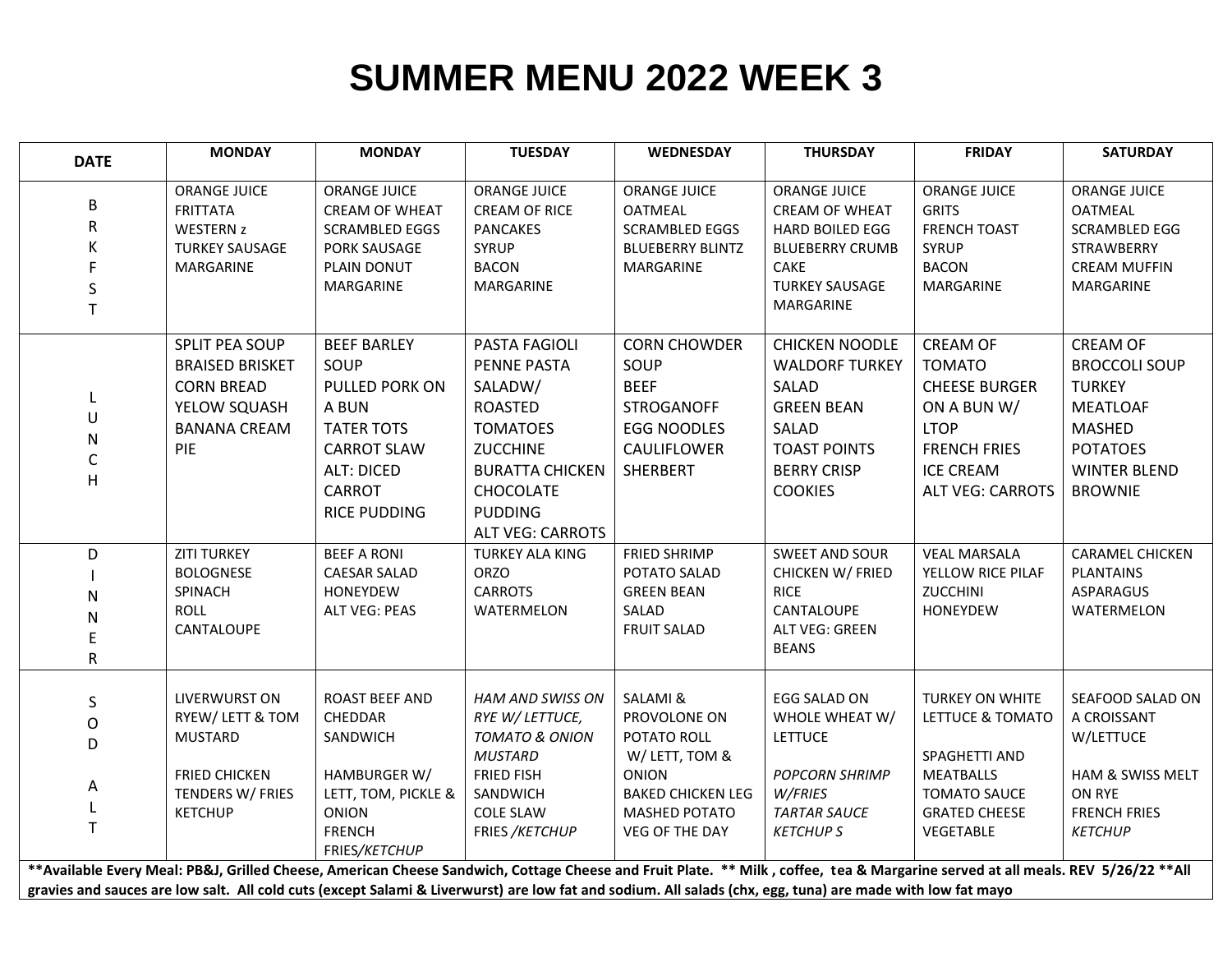# SUMMER MENU 2022 WEEK 3

| DATE | MONDAY | MONDAY | TUESDAY | WEDNESDAY | THURSDAY | FRIDAY | SATURDAY |
|---|---|---|---|---|---|---|---|
| BRKFST | ORANGE JUICE<br>FRITTATA<br>WESTERN z<br>TURKEY SAUSAGE<br>MARGARINE | ORANGE JUICE<br>CREAM OF WHEAT<br>SCRAMBLED EGGS<br>PORK SAUSAGE<br>PLAIN DONUT<br>MARGARINE | ORANGE JUICE<br>CREAM OF RICE<br>PANCAKES<br>SYRUP<br>BACON<br>MARGARINE | ORANGE JUICE<br>OATMEAL<br>SCRAMBLED EGGS<br>BLUEBERRY BLINTZ<br>MARGARINE | ORANGE JUICE<br>CREAM OF WHEAT<br>HARD BOILED EGG<br>BLUEBERRY CRUMB CAKE<br>TURKEY SAUSAGE<br>MARGARINE | ORANGE JUICE<br>GRITS<br>FRENCH TOAST<br>SYRUP<br>BACON<br>MARGARINE | ORANGE JUICE<br>OATMEAL<br>SCRAMBLED EGG<br>STRAWBERRY CREAM MUFFIN<br>MARGARINE |
| LUNCH | SPLIT PEA SOUP<br>BRAISED BRISKET<br>CORN BREAD<br>YELOW SQUASH<br>BANANA CREAM PIE | BEEF BARLEY SOUP<br>PULLED PORK ON A BUN<br>TATER TOTS<br>CARROT SLAW<br>ALT: DICED CARROT<br>RICE PUDDING | PASTA FAGIOLI<br>PENNE PASTA SALADW/ ROASTED TOMATOES<br>ZUCCHINE<br>BURATTA CHICKEN<br>CHOCOLATE PUDDING<br>ALT VEG: CARROTS | CORN CHOWDER SOUP<br>BEEF STROGANOFF<br>EGG NOODLES<br>CAULIFLOWER<br>SHERBERT | CHICKEN NOODLE<br>WALDORF TURKEY SALAD<br>GREEN BEAN SALAD<br>TOAST POINTS<br>BERRY CRISP<br>COOKIES | CREAM OF TOMATO<br>CHEESE BURGER ON A BUN W/ LTOP<br>FRENCH FRIES<br>ICE CREAM<br>ALT VEG: CARROTS | CREAM OF BROCCOLI SOUP<br>TURKEY MEATLOAF<br>MASHED POTATOES<br>WINTER BLEND<br>BROWNIE |
| DINNER | ZITI TURKEY BOLOGNESE<br>SPINACH<br>ROLL<br>CANTALOUPE | BEEF A RONI<br>CAESAR SALAD<br>HONEYDEW<br>ALT VEG: PEAS | TURKEY ALA KING<br>ORZO<br>CARROTS<br>WATERMELON | FRIED SHRIMP<br>POTATO SALAD<br>GREEN BEAN SALAD<br>FRUIT SALAD | SWEET AND SOUR CHICKEN W/ FRIED RICE<br>CANTALOUPE<br>ALT VEG: GREEN BEANS | VEAL MARSALA<br>YELLOW RICE PILAF<br>ZUCCHINI<br>HONEYDEW | CARAMEL CHICKEN<br>PLANTAINS<br>ASPARAGUS<br>WATERMELON |
| SOD ALT | LIVERWURST ON RYEW/ LETT & TOM<br>MUSTARD<br><br>FRIED CHICKEN TENDERS W/ FRIES<br>KETCHUP | ROAST BEEF AND CHEDDAR SANDWICH<br><br>HAMBURGER W/ LETT, TOM, PICKLE & ONION<br>FRENCH FRIES/*KETCHUP* | *HAM AND SWISS ON RYE W/ LETTUCE, TOMATO & ONION MUSTARD*<br>FRIED FISH SANDWICH<br>COLE SLAW<br>FRIES /*KETCHUP* | SALAMI & PROVOLONE ON POTATO ROLL<br>W/ LETT, TOM & ONION<br>BAKED CHICKEN LEG<br>MASHED POTATO<br>VEG OF THE DAY | EGG SALAD ON WHOLE WHEAT W/ LETTUCE<br><br>*POPCORN SHRIMP W/FRIES*<br>*TARTAR SAUCE*<br>*KETCHUP S* | TURKEY ON WHITE LETTUCE & TOMATO<br><br>SPAGHETTI AND MEATBALLS<br>TOMATO SAUCE<br>GRATED CHEESE<br>VEGETABLE | SEAFOOD SALAD ON A CROISSANT W/LETTUCE<br><br>HAM & SWISS MELT ON RYE<br>FRENCH FRIES<br>*KETCHUP* |

**\*\*Available Every Meal: PB&J, Grilled Cheese, American Cheese Sandwich, Cottage Cheese and Fruit Plate. \*\* Milk , coffee, tea & Margarine served at all meals. REV 5/26/22 \*\*All gravies and sauces are low salt. All cold cuts (except Salami & Liverwurst) are low fat and sodium. All salads (chx, egg, tuna) are made with low fat mayo**